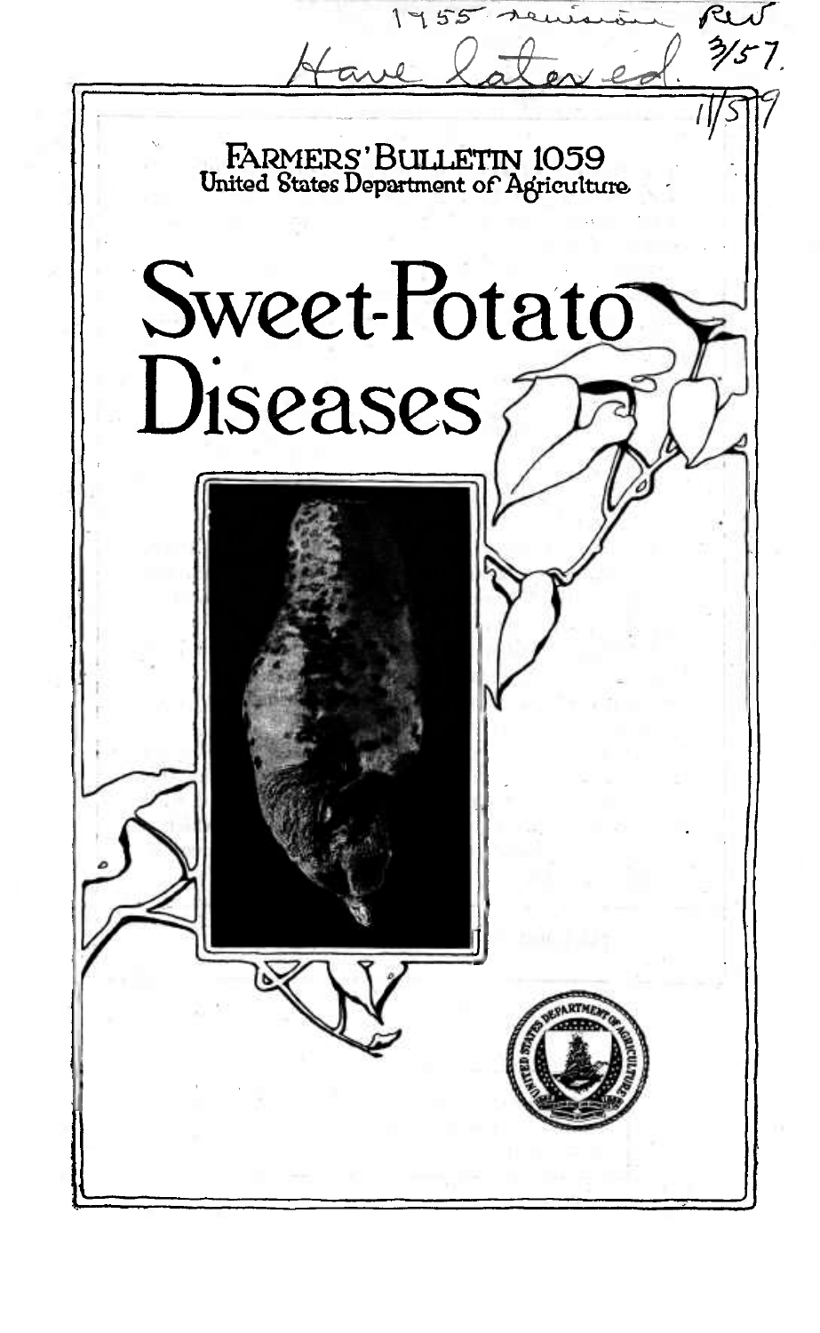1955 revision Rev
Have lettered. 3/57.
11/59

FARMERS' BULLETIN 1059
United States Department of Agriculture

# Sweet-Potato Diseases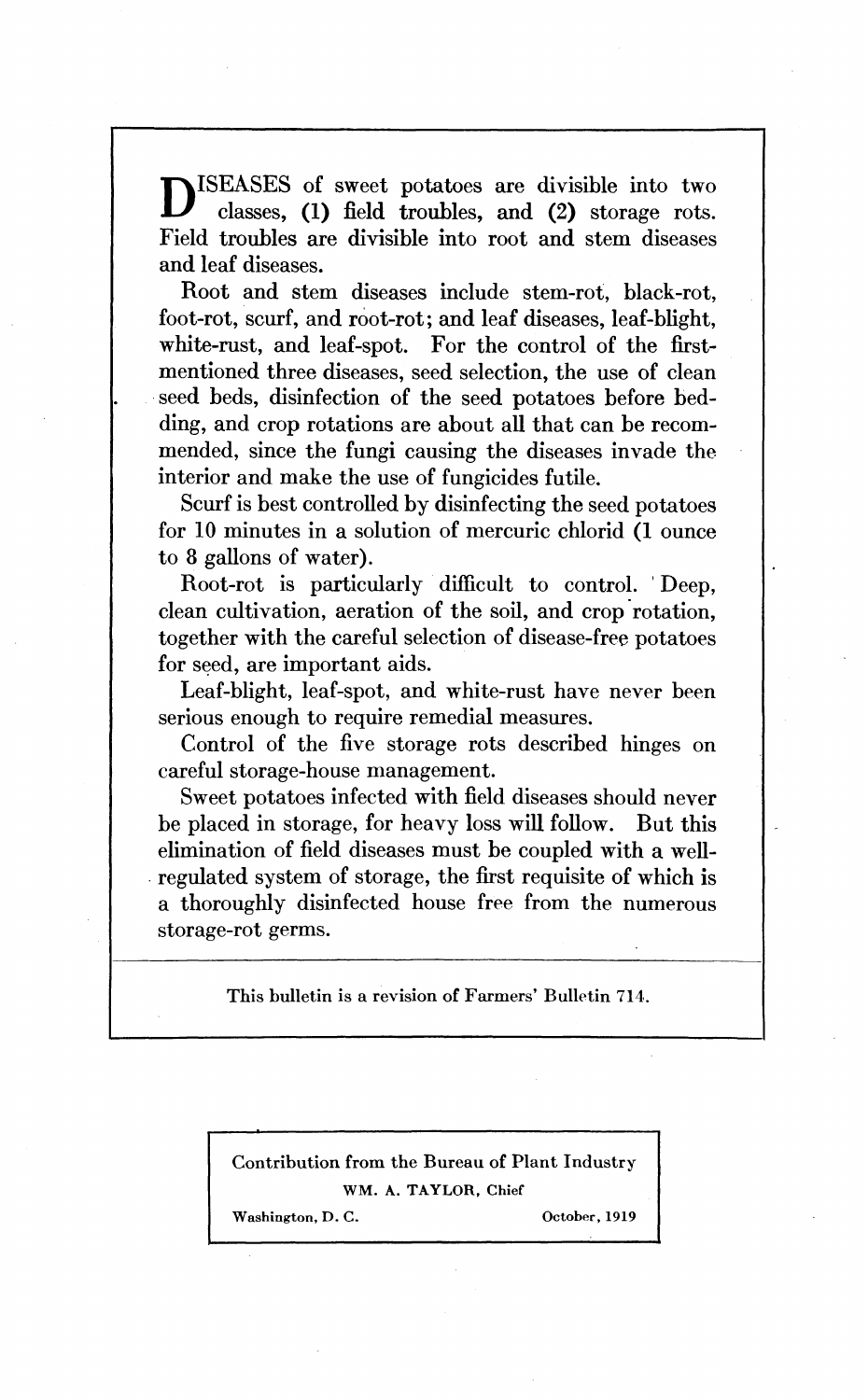DISEASES of sweet potatoes are divisible into two classes, (1) field troubles, and (2) storage rots. Field troubles are divisible into root and stem diseases and leaf diseases.

Root and stem diseases include stem-rot, black-rot, foot-rot, scurf, and root-rot; and leaf diseases, leaf-blight, white-rust, and leaf-spot. For the control of the first-mentioned three diseases, seed selection, the use of clean seed beds, disinfection of the seed potatoes before bedding, and crop rotations are about all that can be recommended, since the fungi causing the diseases invade the interior and make the use of fungicides futile.

Scurf is best controlled by disinfecting the seed potatoes for 10 minutes in a solution of mercuric chlorid (1 ounce to 8 gallons of water).

Root-rot is particularly difficult to control. Deep, clean cultivation, aeration of the soil, and crop rotation, together with the careful selection of disease-free potatoes for seed, are important aids.

Leaf-blight, leaf-spot, and white-rust have never been serious enough to require remedial measures.

Control of the five storage rots described hinges on careful storage-house management.

Sweet potatoes infected with field diseases should never be placed in storage, for heavy loss will follow. But this elimination of field diseases must be coupled with a well-regulated system of storage, the first requisite of which is a thoroughly disinfected house free from the numerous storage-rot germs.

This bulletin is a revision of Farmers' Bulletin 714.

Contribution from the Bureau of Plant Industry
WM. A. TAYLOR, Chief
Washington, D. C. October, 1919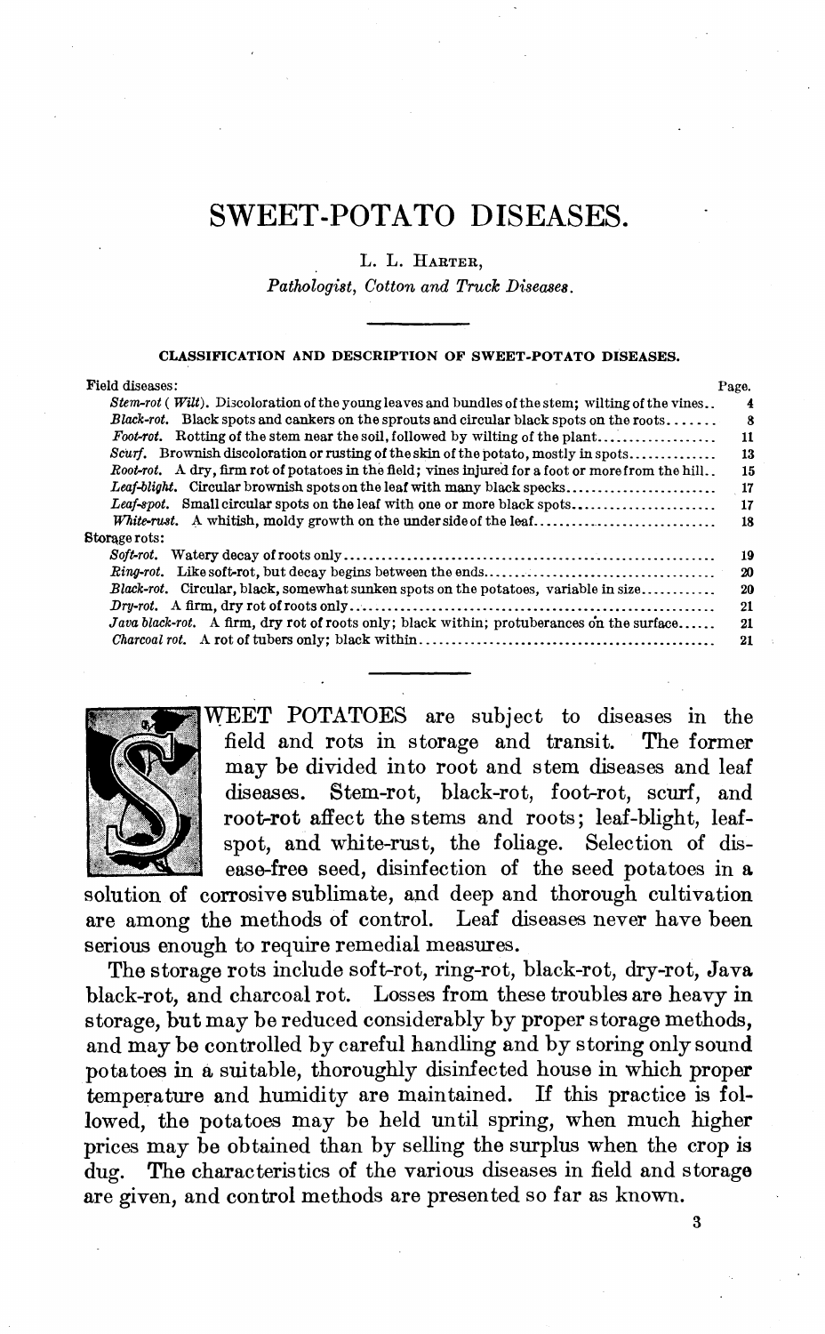# SWEET-POTATO DISEASES.

L. L. Harter,

*Pathologist, Cotton and Truck Diseases.*

## CLASSIFICATION AND DESCRIPTION OF SWEET-POTATO DISEASES.

| | Page. |
|---|---|
| Field diseases: | |
| *Stem-rot* (*Wilt*). Discoloration of the young leaves and bundles of the stem; wilting of the vines | 4 |
| *Black-rot.* Black spots and cankers on the sprouts and circular black spots on the roots | 8 |
| *Foot-rot.* Rotting of the stem near the soil, followed by wilting of the plant | 11 |
| *Scurf.* Brownish discoloration or rusting of the skin of the potato, mostly in spots | 13 |
| *Root-rot.* A dry, firm rot of potatoes in the field; vines injured for a foot or more from the hill | 15 |
| *Leaf-blight.* Circular brownish spots on the leaf with many black specks | 17 |
| *Leaf-spot.* Small circular spots on the leaf with one or more black spots | 17 |
| *White-rust.* A whitish, moldy growth on the under side of the leaf | 18 |
| Storage rots: | |
| *Soft-rot.* Watery decay of roots only | 19 |
| *Ring-rot.* Like soft-rot, but decay begins between the ends | 20 |
| *Black-rot.* Circular, black, somewhat sunken spots on the potatoes, variable in size | 20 |
| *Dry-rot.* A firm, dry rot of roots only | 21 |
| *Java black-rot.* A firm, dry rot of roots only; black within; protuberances on the surface | 21 |
| *Charcoal rot.* A rot of tubers only; black within | 21 |

SWEET POTATOES are subject to diseases in the field and rots in storage and transit. The former may be divided into root and stem diseases and leaf diseases. Stem-rot, black-rot, foot-rot, scurf, and root-rot affect the stems and roots; leaf-blight, leaf-spot, and white-rust, the foliage. Selection of disease-free seed, disinfection of the seed potatoes in a solution of corrosive sublimate, and deep and thorough cultivation are among the methods of control. Leaf diseases never have been serious enough to require remedial measures.

The storage rots include soft-rot, ring-rot, black-rot, dry-rot, Java black-rot, and charcoal rot. Losses from these troubles are heavy in storage, but may be reduced considerably by proper storage methods, and may be controlled by careful handling and by storing only sound potatoes in a suitable, thoroughly disinfected house in which proper temperature and humidity are maintained. If this practice is followed, the potatoes may be held until spring, when much higher prices may be obtained than by selling the surplus when the crop is dug. The characteristics of the various diseases in field and storage are given, and control methods are presented so far as known.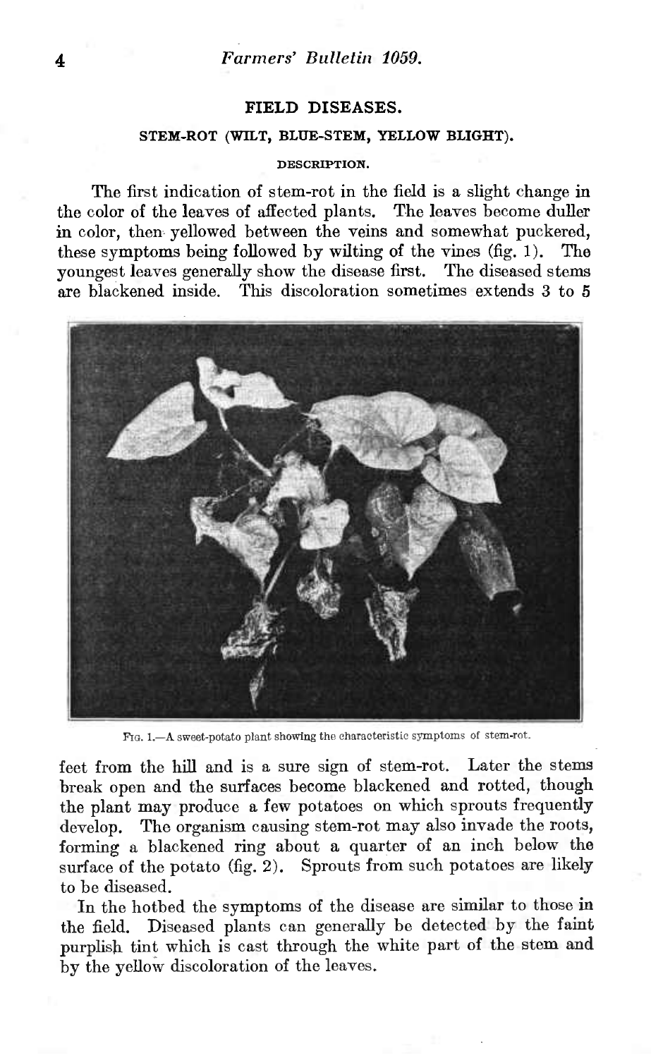## FIELD DISEASES.

### STEM-ROT (WILT, BLUE-STEM, YELLOW BLIGHT).

#### DESCRIPTION.

The first indication of stem-rot in the field is a slight change in the color of the leaves of affected plants. The leaves become duller in color, then yellowed between the veins and somewhat puckered, these symptoms being followed by wilting of the vines (fig. 1). The youngest leaves generally show the disease first. The diseased stems are blackened inside. This discoloration sometimes extends 3 to 5 feet from the hill and is a sure sign of stem-rot. Later the stems break open and the surfaces become blackened and rotted, though the plant may produce a few potatoes on which sprouts frequently develop. The organism causing stem-rot may also invade the roots, forming a blackened ring about a quarter of an inch below the surface of the potato (fig. 2). Sprouts from such potatoes are likely to be diseased.

FIG. 1.—A sweet-potato plant showing the characteristic symptoms of stem-rot.

In the hotbed the symptoms of the disease are similar to those in the field. Diseased plants can generally be detected by the faint purplish tint which is cast through the white part of the stem and by the yellow discoloration of the leaves.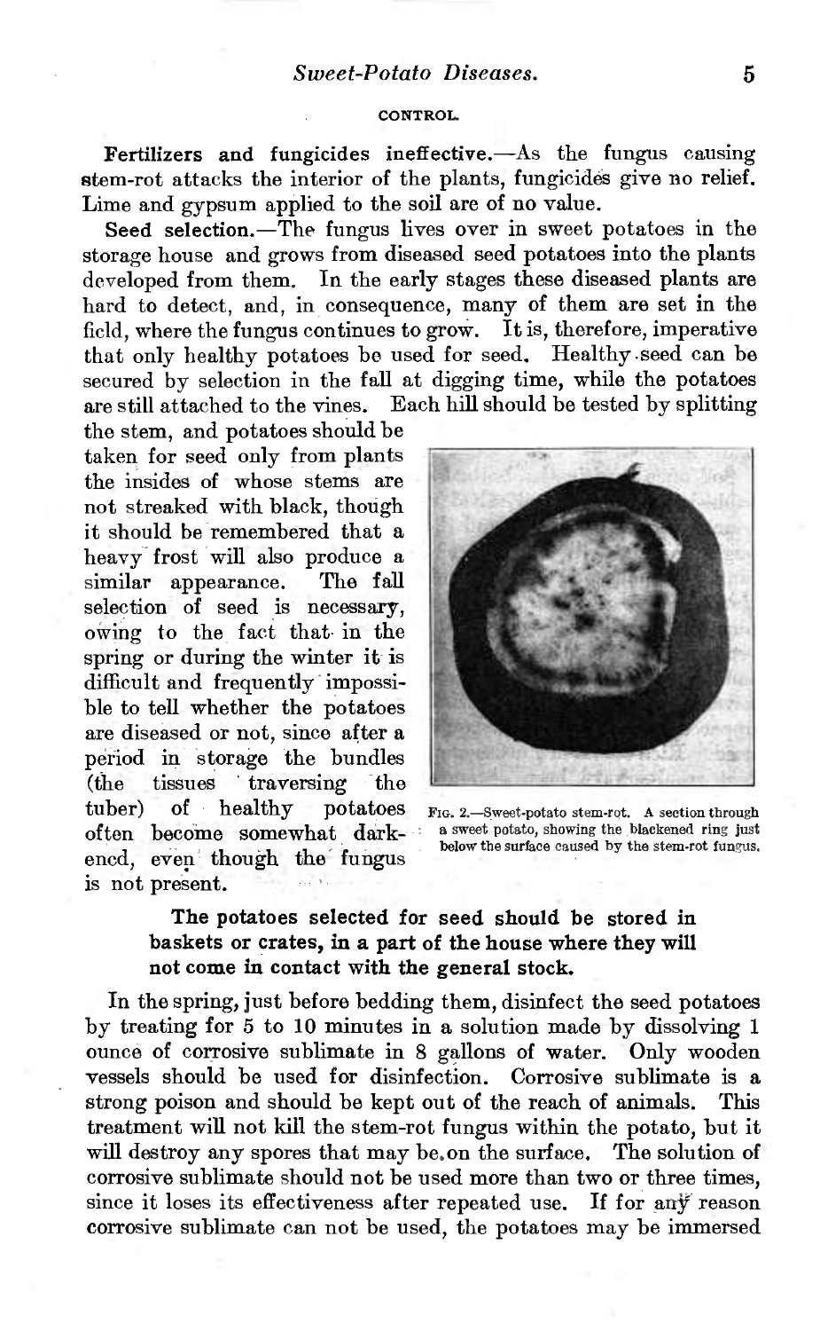## CONTROL.

**Fertilizers and fungicides ineffective.**—As the fungus causing stem-rot attacks the interior of the plants, fungicides give no relief. Lime and gypsum applied to the soil are of no value.

**Seed selection.**—The fungus lives over in sweet potatoes in the storage house and grows from diseased seed potatoes into the plants developed from them. In the early stages these diseased plants are hard to detect, and, in consequence, many of them are set in the field, where the fungus continues to grow. It is, therefore, imperative that only healthy potatoes be used for seed. Healthy seed can be secured by selection in the fall at digging time, while the potatoes are still attached to the vines. Each hill should be tested by splitting the stem, and potatoes should be taken for seed only from plants the insides of whose stems are not streaked with black, though it should be remembered that a heavy frost will also produce a similar appearance. The fall selection of seed is necessary, owing to the fact that in the spring or during the winter it is difficult and frequently impossible to tell whether the potatoes are diseased or not, since after a period in storage the bundles (the tissues traversing the tuber) of healthy potatoes often become somewhat darkened, even though the fungus is not present.

Fig. 2.—Sweet-potato stem-rot. A section through a sweet potato, showing the blackened ring just below the surface caused by the stem-rot fungus.

**The potatoes selected for seed should be stored in baskets or crates, in a part of the house where they will not come in contact with the general stock.**

In the spring, just before bedding them, disinfect the seed potatoes by treating for 5 to 10 minutes in a solution made by dissolving 1 ounce of corrosive sublimate in 8 gallons of water. Only wooden vessels should be used for disinfection. Corrosive sublimate is a strong poison and should be kept out of the reach of animals. This treatment will not kill the stem-rot fungus within the potato, but it will destroy any spores that may be on the surface. The solution of corrosive sublimate should not be used more than two or three times, since it loses its effectiveness after repeated use. If for any reason corrosive sublimate can not be used, the potatoes may be immersed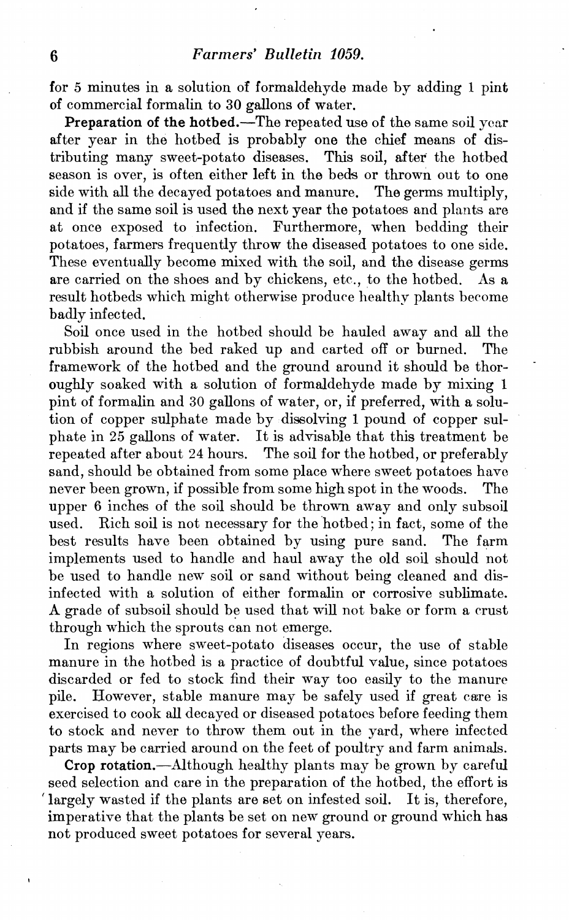for 5 minutes in a solution of formaldehyde made by adding 1 pint of commercial formalin to 30 gallons of water.

**Preparation of the hotbed.**—The repeated use of the same soil year after year in the hotbed is probably one the chief means of distributing many sweet-potato diseases. This soil, after the hotbed season is over, is often either left in the beds or thrown out to one side with all the decayed potatoes and manure. The germs multiply, and if the same soil is used the next year the potatoes and plants are at once exposed to infection. Furthermore, when bedding their potatoes, farmers frequently throw the diseased potatoes to one side. These eventually become mixed with the soil, and the disease germs are carried on the shoes and by chickens, etc., to the hotbed. As a result hotbeds which might otherwise produce healthy plants become badly infected.

Soil once used in the hotbed should be hauled away and all the rubbish around the bed raked up and carted off or burned. The framework of the hotbed and the ground around it should be thoroughly soaked with a solution of formaldehyde made by mixing 1 pint of formalin and 30 gallons of water, or, if preferred, with a solution of copper sulphate made by dissolving 1 pound of copper sulphate in 25 gallons of water. It is advisable that this treatment be repeated after about 24 hours. The soil for the hotbed, or preferably sand, should be obtained from some place where sweet potatoes have never been grown, if possible from some high spot in the woods. The upper 6 inches of the soil should be thrown away and only subsoil used. Rich soil is not necessary for the hotbed; in fact, some of the best results have been obtained by using pure sand. The farm implements used to handle and haul away the old soil should not be used to handle new soil or sand without being cleaned and disinfected with a solution of either formalin or corrosive sublimate. A grade of subsoil should be used that will not bake or form a crust through which the sprouts can not emerge.

In regions where sweet-potato diseases occur, the use of stable manure in the hotbed is a practice of doubtful value, since potatoes discarded or fed to stock find their way too easily to the manure pile. However, stable manure may be safely used if great care is exercised to cook all decayed or diseased potatoes before feeding them to stock and never to throw them out in the yard, where infected parts may be carried around on the feet of poultry and farm animals.

**Crop rotation.**—Although healthy plants may be grown by careful seed selection and care in the preparation of the hotbed, the effort is largely wasted if the plants are set on infested soil. It is, therefore, imperative that the plants be set on new ground or ground which has not produced sweet potatoes for several years.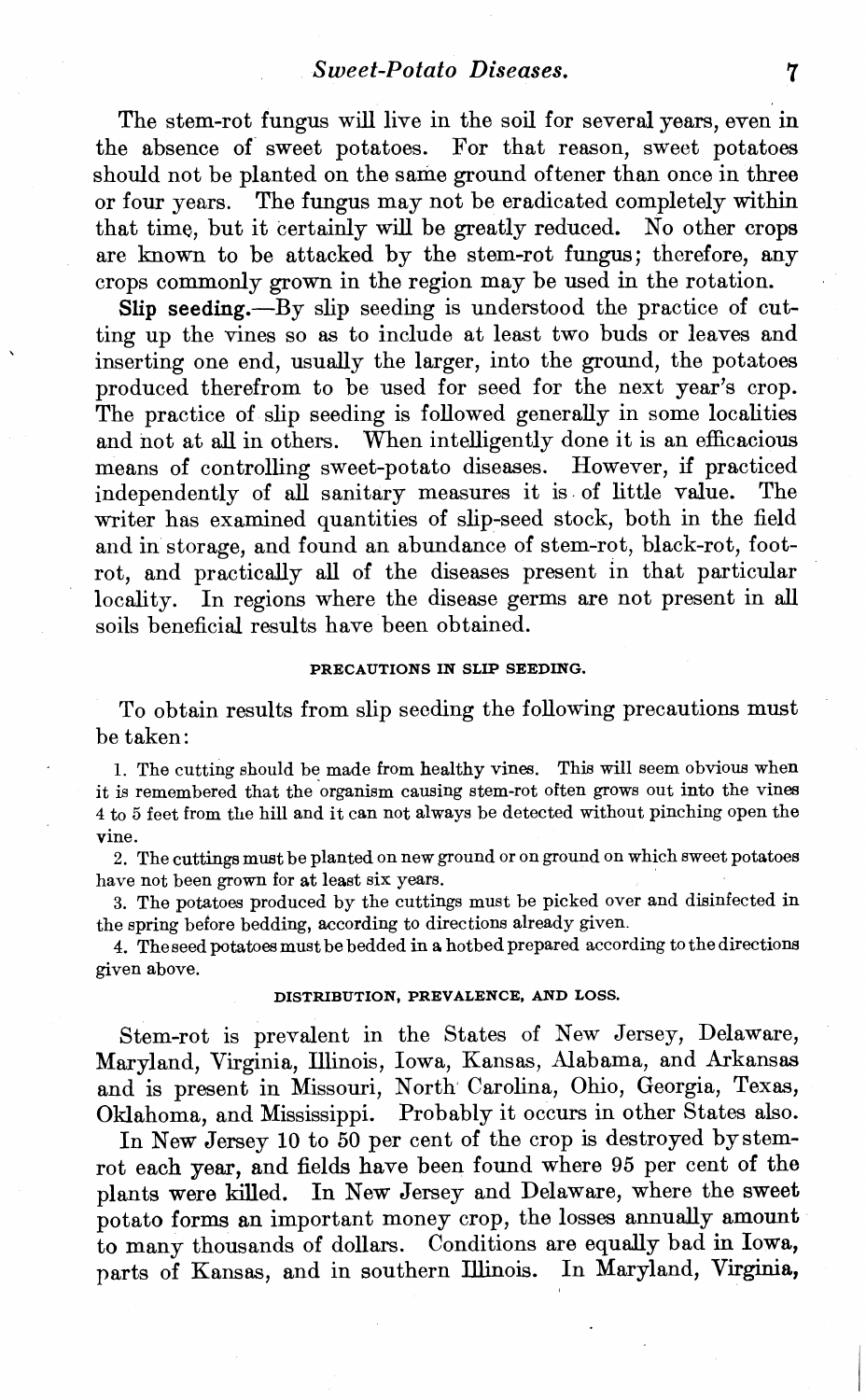The stem-rot fungus will live in the soil for several years, even in the absence of sweet potatoes. For that reason, sweet potatoes should not be planted on the same ground oftener than once in three or four years. The fungus may not be eradicated completely within that time, but it certainly will be greatly reduced. No other crops are known to be attacked by the stem-rot fungus; therefore, any crops commonly grown in the region may be used in the rotation.

**Slip seeding.**—By slip seeding is understood the practice of cutting up the vines so as to include at least two buds or leaves and inserting one end, usually the larger, into the ground, the potatoes produced therefrom to be used for seed for the next year's crop. The practice of slip seeding is followed generally in some localities and not at all in others. When intelligently done it is an efficacious means of controlling sweet-potato diseases. However, if practiced independently of all sanitary measures it is of little value. The writer has examined quantities of slip-seed stock, both in the field and in storage, and found an abundance of stem-rot, black-rot, foot-rot, and practically all of the diseases present in that particular locality. In regions where the disease germs are not present in all soils beneficial results have been obtained.

#### PRECAUTIONS IN SLIP SEEDING.

To obtain results from slip seeding the following precautions must be taken:

1. The cutting should be made from healthy vines. This will seem obvious when it is remembered that the organism causing stem-rot often grows out into the vines 4 to 5 feet from the hill and it can not always be detected without pinching open the vine.
2. The cuttings must be planted on new ground or on ground on which sweet potatoes have not been grown for at least six years.
3. The potatoes produced by the cuttings must be picked over and disinfected in the spring before bedding, according to directions already given.
4. The seed potatoes must be bedded in a hotbed prepared according to the directions given above.

#### DISTRIBUTION, PREVALENCE, AND LOSS.

Stem-rot is prevalent in the States of New Jersey, Delaware, Maryland, Virginia, Illinois, Iowa, Kansas, Alabama, and Arkansas and is present in Missouri, North Carolina, Ohio, Georgia, Texas, Oklahoma, and Mississippi. Probably it occurs in other States also.

In New Jersey 10 to 50 per cent of the crop is destroyed by stem-rot each year, and fields have been found where 95 per cent of the plants were killed. In New Jersey and Delaware, where the sweet potato forms an important money crop, the losses annually amount to many thousands of dollars. Conditions are equally bad in Iowa, parts of Kansas, and in southern Illinois. In Maryland, Virginia,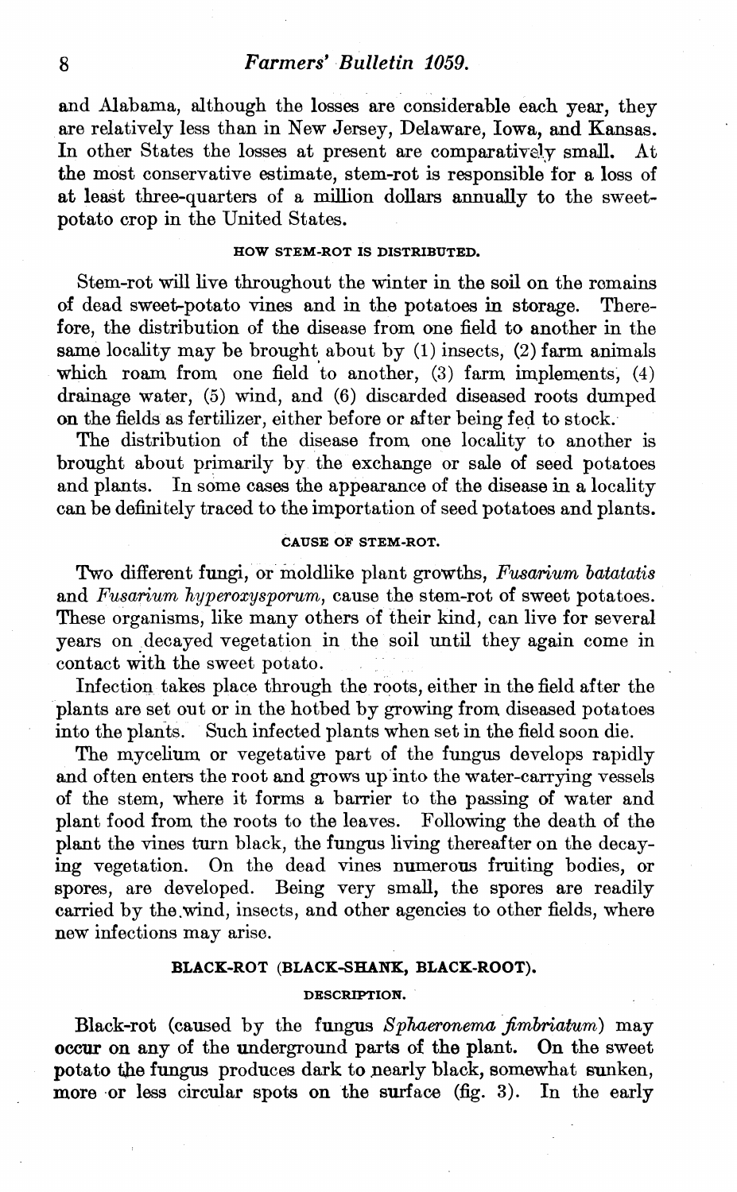and Alabama, although the losses are considerable each year, they are relatively less than in New Jersey, Delaware, Iowa, and Kansas. In other States the losses at present are comparatively small. At the most conservative estimate, stem-rot is responsible for a loss of at least three-quarters of a million dollars annually to the sweet-potato crop in the United States.

### HOW STEM-ROT IS DISTRIBUTED.

Stem-rot will live throughout the winter in the soil on the remains of dead sweet-potato vines and in the potatoes in storage. Therefore, the distribution of the disease from one field to another in the same locality may be brought about by (1) insects, (2) farm animals which roam from one field to another, (3) farm implements, (4) drainage water, (5) wind, and (6) discarded diseased roots dumped on the fields as fertilizer, either before or after being fed to stock.

The distribution of the disease from one locality to another is brought about primarily by the exchange or sale of seed potatoes and plants. In some cases the appearance of the disease in a locality can be definitely traced to the importation of seed potatoes and plants.

### CAUSE OF STEM-ROT.

Two different fungi, or moldlike plant growths, *Fusarium batatatis* and *Fusarium hyperoxysporum*, cause the stem-rot of sweet potatoes. These organisms, like many others of their kind, can live for several years on decayed vegetation in the soil until they again come in contact with the sweet potato.

Infection takes place through the roots, either in the field after the plants are set out or in the hotbed by growing from diseased potatoes into the plants. Such infected plants when set in the field soon die.

The mycelium or vegetative part of the fungus develops rapidly and often enters the root and grows up into the water-carrying vessels of the stem, where it forms a barrier to the passing of water and plant food from the roots to the leaves. Following the death of the plant the vines turn black, the fungus living thereafter on the decaying vegetation. On the dead vines numerous fruiting bodies, or spores, are developed. Being very small, the spores are readily carried by the wind, insects, and other agencies to other fields, where new infections may arise.

## BLACK-ROT (BLACK-SHANK, BLACK-ROOT).

### DESCRIPTION.

Black-rot (caused by the fungus *Sphaeronema fimbriatum*) may occur on any of the underground parts of the plant. On the sweet potato the fungus produces dark to nearly black, somewhat sunken, more or less circular spots on the surface (fig. 3). In the early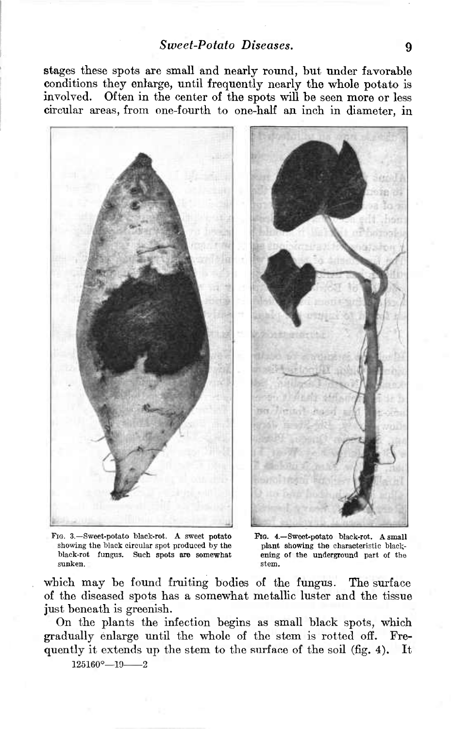stages these spots are small and nearly round, but under favorable conditions they enlarge, until frequently nearly the whole potato is involved. Often in the center of the spots will be seen more or less circular areas, from one-fourth to one-half an inch in diameter, in which may be found fruiting bodies of the fungus. The surface of the diseased spots has a somewhat metallic luster and the tissue just beneath is greenish.

Fig. 3.—Sweet-potato black-rot. A sweet potato showing the black circular spot produced by the black-rot fungus. Such spots are somewhat sunken.

Fig. 4.—Sweet-potato black-rot. A small plant showing the characteristic blackening of the underground part of the stem.

On the plants the infection begins as small black spots, which gradually enlarge until the whole of the stem is rotted off. Frequently it extends up the stem to the surface of the soil (fig. 4). It

125160°—19——2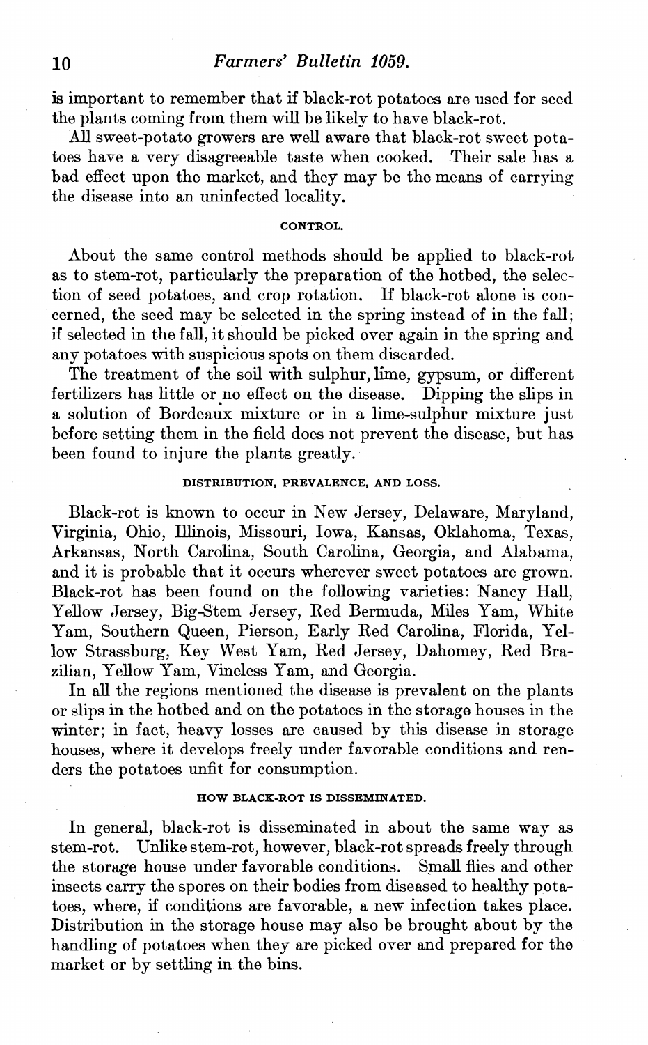is important to remember that if black-rot potatoes are used for seed the plants coming from them will be likely to have black-rot.

All sweet-potato growers are well aware that black-rot sweet potatoes have a very disagreeable taste when cooked. Their sale has a bad effect upon the market, and they may be the means of carrying the disease into an uninfected locality.

### CONTROL.

About the same control methods should be applied to black-rot as to stem-rot, particularly the preparation of the hotbed, the selection of seed potatoes, and crop rotation. If black-rot alone is concerned, the seed may be selected in the spring instead of in the fall; if selected in the fall, it should be picked over again in the spring and any potatoes with suspicious spots on them discarded.

The treatment of the soil with sulphur, lime, gypsum, or different fertilizers has little or no effect on the disease. Dipping the slips in a solution of Bordeaux mixture or in a lime-sulphur mixture just before setting them in the field does not prevent the disease, but has been found to injure the plants greatly.

### DISTRIBUTION, PREVALENCE, AND LOSS.

Black-rot is known to occur in New Jersey, Delaware, Maryland, Virginia, Ohio, Illinois, Missouri, Iowa, Kansas, Oklahoma, Texas, Arkansas, North Carolina, South Carolina, Georgia, and Alabama, and it is probable that it occurs wherever sweet potatoes are grown. Black-rot has been found on the following varieties: Nancy Hall, Yellow Jersey, Big-Stem Jersey, Red Bermuda, Miles Yam, White Yam, Southern Queen, Pierson, Early Red Carolina, Florida, Yellow Strassburg, Key West Yam, Red Jersey, Dahomey, Red Brazilian, Yellow Yam, Vineless Yam, and Georgia.

In all the regions mentioned the disease is prevalent on the plants or slips in the hotbed and on the potatoes in the storage houses in the winter; in fact, heavy losses are caused by this disease in storage houses, where it develops freely under favorable conditions and renders the potatoes unfit for consumption.

### HOW BLACK-ROT IS DISSEMINATED.

In general, black-rot is disseminated in about the same way as stem-rot. Unlike stem-rot, however, black-rot spreads freely through the storage house under favorable conditions. Small flies and other insects carry the spores on their bodies from diseased to healthy potatoes, where, if conditions are favorable, a new infection takes place. Distribution in the storage house may also be brought about by the handling of potatoes when they are picked over and prepared for the market or by settling in the bins.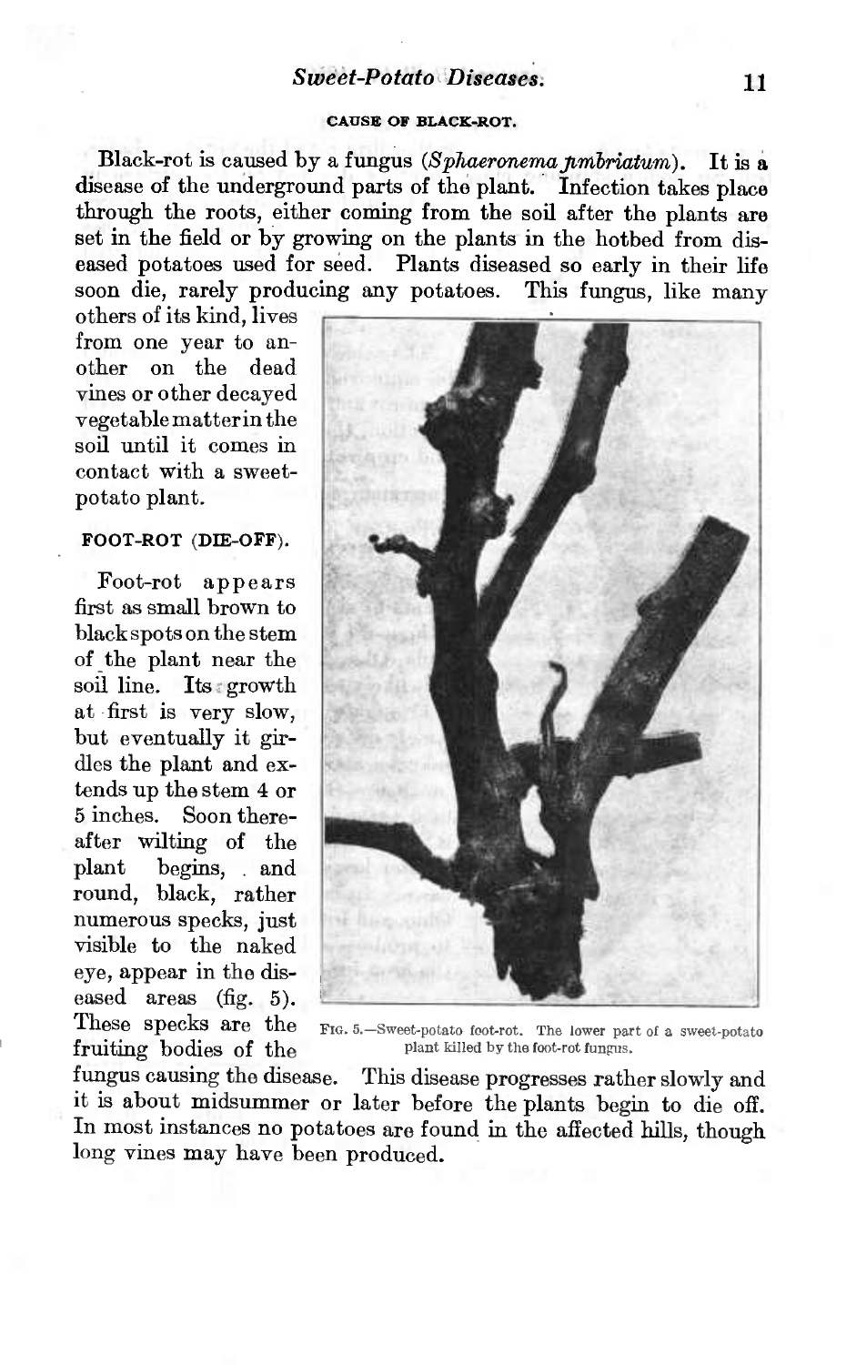### CAUSE OF BLACK-ROT.

Black-rot is caused by a fungus (*Sphaeronema fimbriatum*). It is a disease of the underground parts of the plant. Infection takes place through the roots, either coming from the soil after the plants are set in the field or by growing on the plants in the hotbed from diseased potatoes used for seed. Plants diseased so early in their life soon die, rarely producing any potatoes. This fungus, like many others of its kind, lives from one year to another on the dead vines or other decayed vegetable matter in the soil until it comes in contact with a sweet-potato plant.

### FOOT-ROT (DIE-OFF).

Foot-rot appears first as small brown to black spots on the stem of the plant near the soil line. Its growth at first is very slow, but eventually it girdles the plant and extends up the stem 4 or 5 inches. Soon thereafter wilting of the plant begins, and round, black, rather numerous specks, just visible to the naked eye, appear in the diseased areas (fig. 5). These specks are the fruiting bodies of the fungus causing the disease. This disease progresses rather slowly and it is about midsummer or later before the plants begin to die off. In most instances no potatoes are found in the affected hills, though long vines may have been produced.

FIG. 5.—Sweet-potato foot-rot. The lower part of a sweet-potato plant killed by the foot-rot fungus.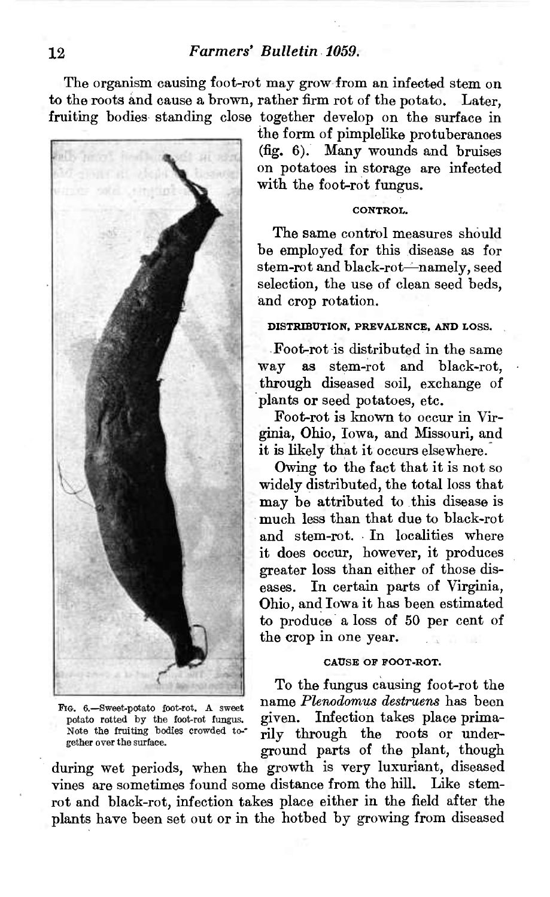The organism causing foot-rot may grow from an infected stem on to the roots and cause a brown, rather firm rot of the potato. Later, fruiting bodies standing close together develop on the surface in the form of pimplelike protuberances (fig. 6). Many wounds and bruises on potatoes in storage are infected with the foot-rot fungus.

Fig. 6.—Sweet-potato foot-rot. A sweet potato rotted by the foot-rot fungus. Note the fruiting bodies crowded together over the surface.

### CONTROL.

The same control measures should be employed for this disease as for stem-rot and black-rot—namely, seed selection, the use of clean seed beds, and crop rotation.

### DISTRIBUTION, PREVALENCE, AND LOSS.

Foot-rot is distributed in the same way as stem-rot and black-rot, through diseased soil, exchange of plants or seed potatoes, etc.

Foot-rot is known to occur in Virginia, Ohio, Iowa, and Missouri, and it is likely that it occurs elsewhere.

Owing to the fact that it is not so widely distributed, the total loss that may be attributed to this disease is much less than that due to black-rot and stem-rot. In localities where it does occur, however, it produces greater loss than either of those diseases. In certain parts of Virginia, Ohio, and Iowa it has been estimated to produce a loss of 50 per cent of the crop in one year.

### CAUSE OF FOOT-ROT.

To the fungus causing foot-rot the name *Plenodomus destruens* has been given. Infection takes place primarily through the roots or underground parts of the plant, though during wet periods, when the growth is very luxuriant, diseased vines are sometimes found some distance from the hill. Like stem-rot and black-rot, infection takes place either in the field after the plants have been set out or in the hotbed by growing from diseased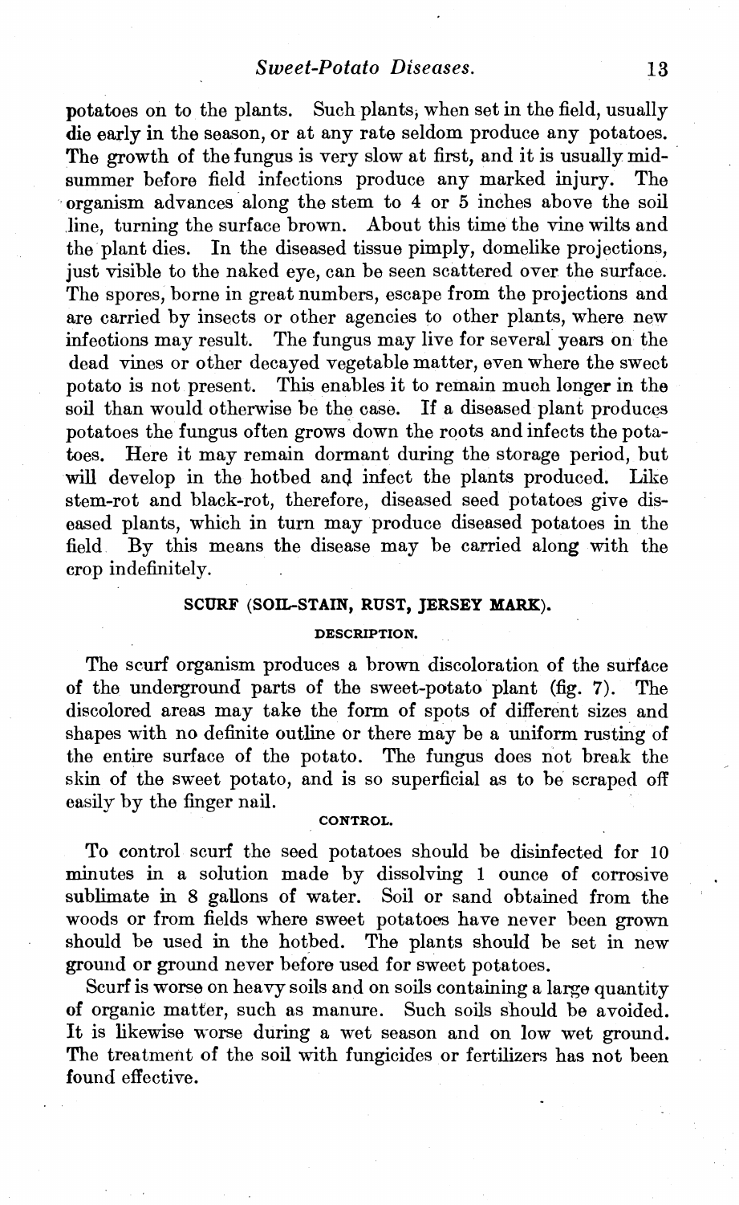potatoes on to the plants. Such plants, when set in the field, usually die early in the season, or at any rate seldom produce any potatoes. The growth of the fungus is very slow at first, and it is usually midsummer before field infections produce any marked injury. The organism advances along the stem to 4 or 5 inches above the soil line, turning the surface brown. About this time the vine wilts and the plant dies. In the diseased tissue pimply, domelike projections, just visible to the naked eye, can be seen scattered over the surface. The spores, borne in great numbers, escape from the projections and are carried by insects or other agencies to other plants, where new infections may result. The fungus may live for several years on the dead vines or other decayed vegetable matter, even where the sweet potato is not present. This enables it to remain much longer in the soil than would otherwise be the case. If a diseased plant produces potatoes the fungus often grows down the roots and infects the potatoes. Here it may remain dormant during the storage period, but will develop in the hotbed and infect the plants produced. Like stem-rot and black-rot, therefore, diseased seed potatoes give diseased plants, which in turn may produce diseased potatoes in the field. By this means the disease may be carried along with the crop indefinitely.

## SCURF (SOIL-STAIN, RUST, JERSEY MARK).

### DESCRIPTION.

The scurf organism produces a brown discoloration of the surface of the underground parts of the sweet-potato plant (fig. 7). The discolored areas may take the form of spots of different sizes and shapes with no definite outline or there may be a uniform rusting of the entire surface of the potato. The fungus does not break the skin of the sweet potato, and is so superficial as to be scraped off easily by the finger nail.

### CONTROL.

To control scurf the seed potatoes should be disinfected for 10 minutes in a solution made by dissolving 1 ounce of corrosive sublimate in 8 gallons of water. Soil or sand obtained from the woods or from fields where sweet potatoes have never been grown should be used in the hotbed. The plants should be set in new ground or ground never before used for sweet potatoes.

Scurf is worse on heavy soils and on soils containing a large quantity of organic matter, such as manure. Such soils should be avoided. It is likewise worse during a wet season and on low wet ground. The treatment of the soil with fungicides or fertilizers has not been found effective.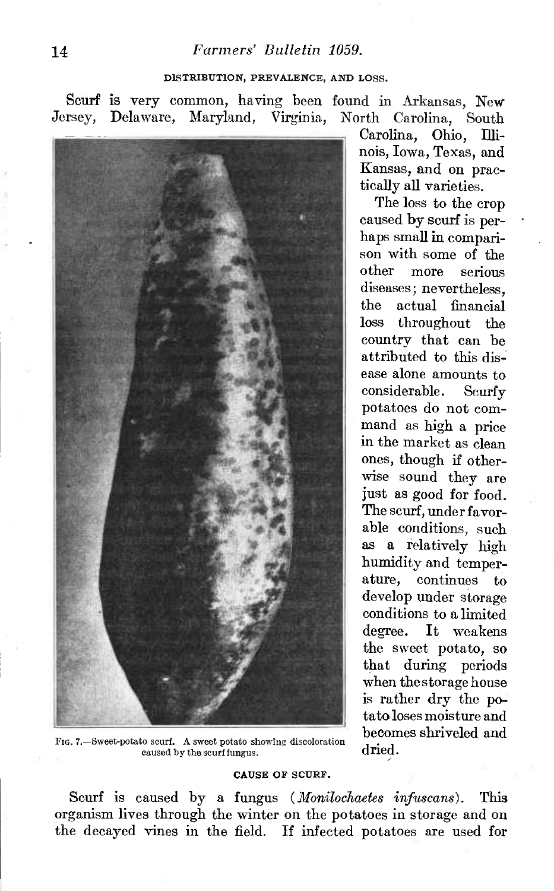### DISTRIBUTION, PREVALENCE, AND LOSS.

Scurf is very common, having been found in Arkansas, New Jersey, Delaware, Maryland, Virginia, North Carolina, South Carolina, Ohio, Illinois, Iowa, Texas, and Kansas, and on practically all varieties.

The loss to the crop caused by scurf is perhaps small in comparison with some of the other more serious diseases; nevertheless, the actual financial loss throughout the country that can be attributed to this disease alone amounts to considerable. Scurfy potatoes do not command as high a price in the market as clean ones, though if otherwise sound they are just as good for food. The scurf, under favorable conditions, such as a relatively high humidity and temperature, continues to develop under storage conditions to a limited degree. It weakens the sweet potato, so that during periods when the storage house is rather dry the potato loses moisture and becomes shriveled and dried.

FIG. 7.—Sweet-potato scurf. A sweet potato showing discoloration caused by the scurf fungus.

### CAUSE OF SCURF.

Scurf is caused by a fungus (*Monilochaetes infuscans*). This organism lives through the winter on the potatoes in storage and on the decayed vines in the field. If infected potatoes are used for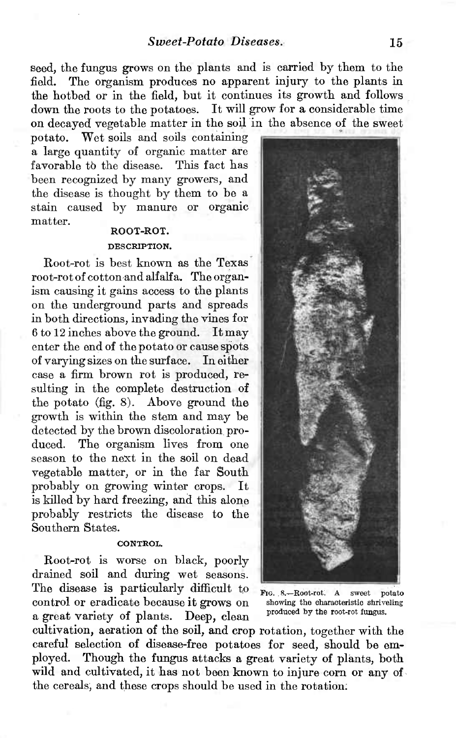seed, the fungus grows on the plants and is carried by them to the field. The organism produces no apparent injury to the plants in the hotbed or in the field, but it continues its growth and follows down the roots to the potatoes. It will grow for a considerable time on decayed vegetable matter in the soil in the absence of the sweet potato. Wet soils and soils containing a large quantity of organic matter are favorable to the disease. This fact has been recognized by many growers, and the disease is thought by them to be a stain caused by manure or organic matter.

## ROOT-ROT.

### DESCRIPTION.

Root-rot is best known as the Texas root-rot of cotton and alfalfa. The organism causing it gains access to the plants on the underground parts and spreads in both directions, invading the vines for 6 to 12 inches above the ground. It may enter the end of the potato or cause spots of varying sizes on the surface. In either case a firm brown rot is produced, resulting in the complete destruction of the potato (fig. 8). Above ground the growth is within the stem and may be detected by the brown discoloration produced. The organism lives from one season to the next in the soil on dead vegetable matter, or in the far South probably on growing winter crops. It is killed by hard freezing, and this alone probably restricts the disease to the Southern States.

### CONTROL.

Root-rot is worse on black, poorly drained soil and during wet seasons. The disease is particularly difficult to control or eradicate because it grows on a great variety of plants. Deep, clean cultivation, aeration of the soil, and crop rotation, together with the careful selection of disease-free potatoes for seed, should be employed. Though the fungus attacks a great variety of plants, both wild and cultivated, it has not been known to injure corn or any of the cereals, and these crops should be used in the rotation.

FIG. 8.—Root-rot. A sweet potato showing the characteristic shriveling produced by the root-rot fungus.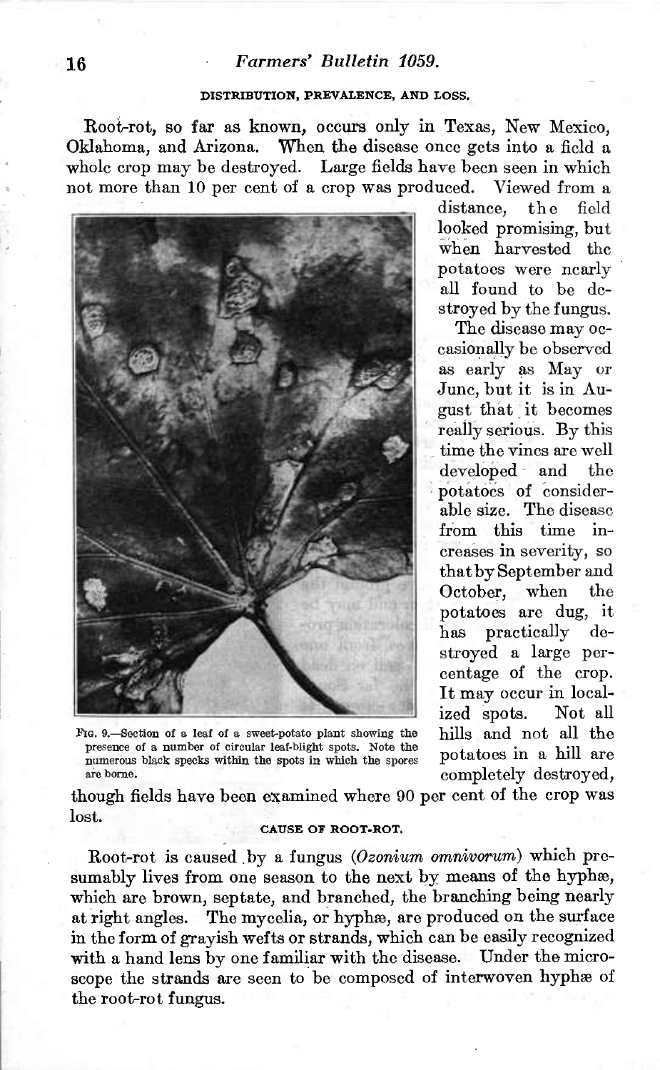### DISTRIBUTION, PREVALENCE, AND LOSS.

Root-rot, so far as known, occurs only in Texas, New Mexico, Oklahoma, and Arizona. When the disease once gets into a field a whole crop may be destroyed. Large fields have been seen in which not more than 10 per cent of a crop was produced. Viewed from a distance, the field looked promising, but when harvested the potatoes were nearly all found to be destroyed by the fungus.

The disease may occasionally be observed as early as May or June, but it is in August that it becomes really serious. By this time the vines are well developed and the potatoes of considerable size. The disease from this time increases in severity, so that by September and October, when the potatoes are dug, it has practically destroyed a large percentage of the crop. It may occur in localized spots. Not all hills and not all the potatoes in a hill are completely destroyed, though fields have been examined where 90 per cent of the crop was lost.

FIG. 9.—Section of a leaf of a sweet-potato plant showing the presence of a number of circular leaf-blight spots. Note the numerous black specks within the spots in which the spores are borne.

### CAUSE OF ROOT-ROT.

Root-rot is caused by a fungus (*Ozonium omnivorum*) which presumably lives from one season to the next by means of the hyphæ, which are brown, septate, and branched, the branching being nearly at right angles. The mycelia, or hyphæ, are produced on the surface in the form of grayish wefts or strands, which can be easily recognized with a hand lens by one familiar with the disease. Under the microscope the strands are seen to be composed of interwoven hyphæ of the root-rot fungus.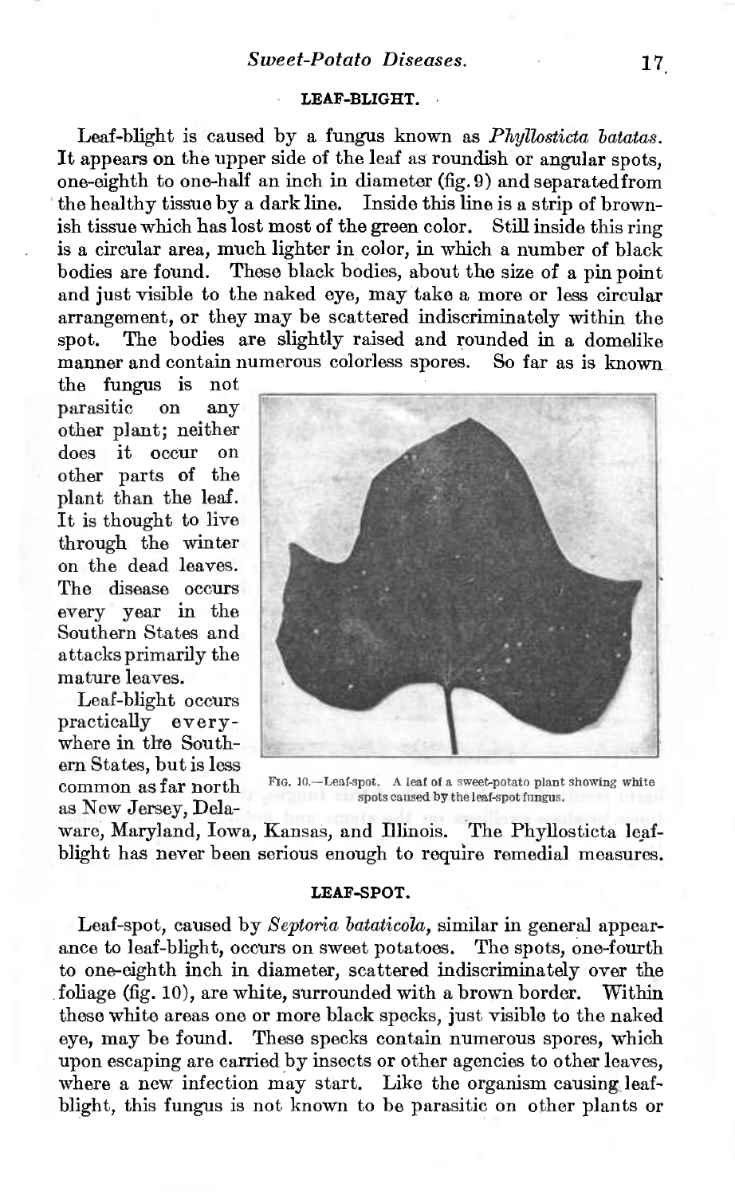## LEAF-BLIGHT.

Leaf-blight is caused by a fungus known as *Phyllosticta batatas*. It appears on the upper side of the leaf as roundish or angular spots, one-eighth to one-half an inch in diameter (fig. 9) and separated from the healthy tissue by a dark line. Inside this line is a strip of brownish tissue which has lost most of the green color. Still inside this ring is a circular area, much lighter in color, in which a number of black bodies are found. These black bodies, about the size of a pin point and just visible to the naked eye, may take a more or less circular arrangement, or they may be scattered indiscriminately within the spot. The bodies are slightly raised and rounded in a domelike manner and contain numerous colorless spores. So far as is known the fungus is not parasitic on any other plant; neither does it occur on other parts of the plant than the leaf. It is thought to live through the winter on the dead leaves. The disease occurs every year in the Southern States and attacks primarily the mature leaves.

Leaf-blight occurs practically everywhere in the Southern States, but is less common as far north as New Jersey, Delaware, Maryland, Iowa, Kansas, and Illinois. The Phyllosticta leaf-blight has never been serious enough to require remedial measures.

FIG. 10.—Leaf-spot. A leaf of a sweet-potato plant showing white spots caused by the leaf-spot fungus.

## LEAF-SPOT.

Leaf-spot, caused by *Septoria bataticola*, similar in general appearance to leaf-blight, occurs on sweet potatoes. The spots, one-fourth to one-eighth inch in diameter, scattered indiscriminately over the foliage (fig. 10), are white, surrounded with a brown border. Within these white areas one or more black specks, just visible to the naked eye, may be found. These specks contain numerous spores, which upon escaping are carried by insects or other agencies to other leaves, where a new infection may start. Like the organism causing leaf-blight, this fungus is not known to be parasitic on other plants or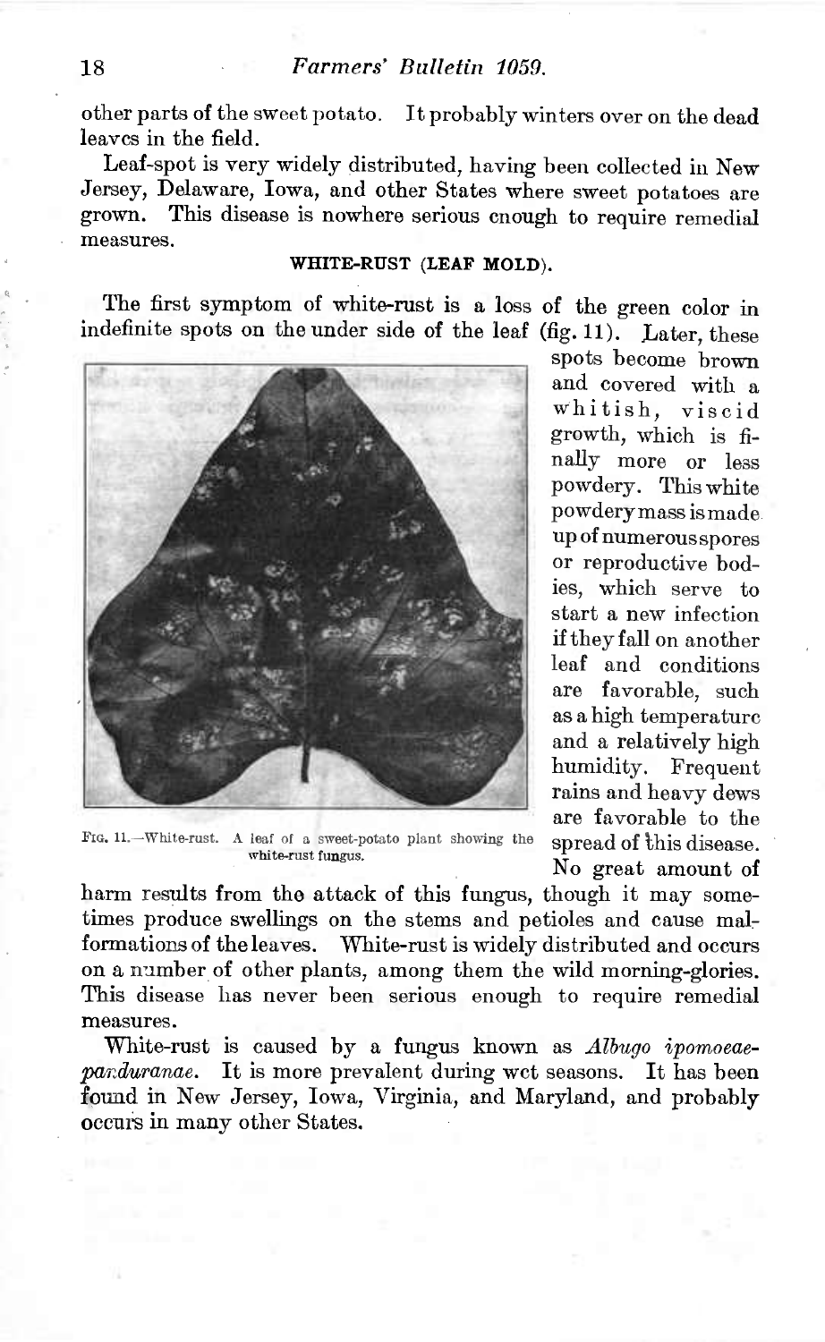other parts of the sweet potato. It probably winters over on the dead leaves in the field.

Leaf-spot is very widely distributed, having been collected in New Jersey, Delaware, Iowa, and other States where sweet potatoes are grown. This disease is nowhere serious enough to require remedial measures.

### WHITE-RUST (LEAF MOLD).

The first symptom of white-rust is a loss of the green color in indefinite spots on the under side of the leaf (fig. 11). Later, these spots become brown and covered with a whitish, viscid growth, which is finally more or less powdery. This white powdery mass is made up of numerous spores or reproductive bodies, which serve to start a new infection if they fall on another leaf and conditions are favorable, such as a high temperature and a relatively high humidity. Frequent rains and heavy dews are favorable to the spread of this disease. No great amount of harm results from the attack of this fungus, though it may sometimes produce swellings on the stems and petioles and cause malformations of the leaves. White-rust is widely distributed and occurs on a number of other plants, among them the wild morning-glories. This disease has never been serious enough to require remedial measures.

FIG. 11.—White-rust. A leaf of a sweet-potato plant showing the white-rust fungus.

White-rust is caused by a fungus known as *Albugo ipomoeae-panduranae*. It is more prevalent during wet seasons. It has been found in New Jersey, Iowa, Virginia, and Maryland, and probably occurs in many other States.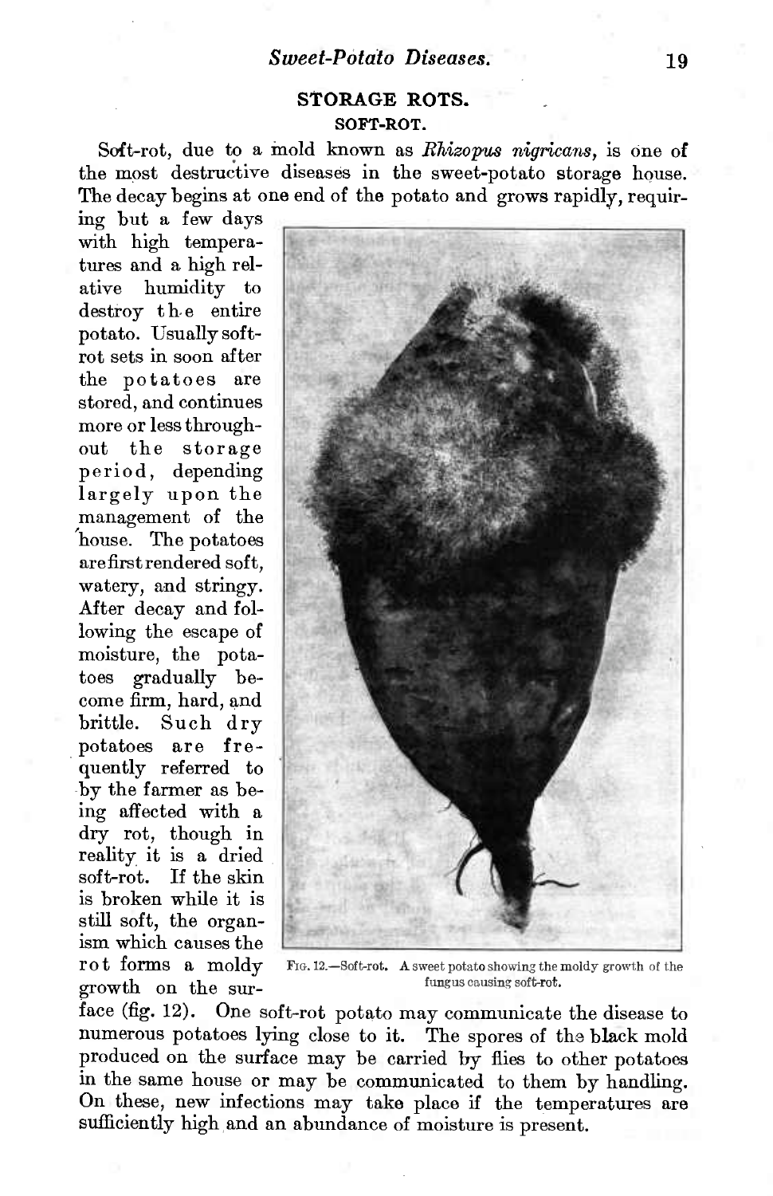## STORAGE ROTS.

### SOFT-ROT.

Soft-rot, due to a mold known as *Rhizopus nigricans*, is one of the most destructive diseases in the sweet-potato storage house. The decay begins at one end of the potato and grows rapidly, requiring but a few days with high temperatures and a high relative humidity to destroy the entire potato. Usually soft-rot sets in soon after the potatoes are stored, and continues more or less throughout the storage period, depending largely upon the management of the house. The potatoes are first rendered soft, watery, and stringy. After decay and following the escape of moisture, the potatoes gradually become firm, hard, and brittle. Such dry potatoes are frequently referred to by the farmer as being affected with a dry rot, though in reality it is a dried soft-rot. If the skin is broken while it is still soft, the organism which causes the rot forms a moldy growth on the surface (fig. 12). One soft-rot potato may communicate the disease to numerous potatoes lying close to it. The spores of the black mold produced on the surface may be carried by flies to other potatoes in the same house or may be communicated to them by handling. On these, new infections may take place if the temperatures are sufficiently high and an abundance of moisture is present.

FIG. 12.—Soft-rot. A sweet potato showing the moldy growth of the fungus causing soft-rot.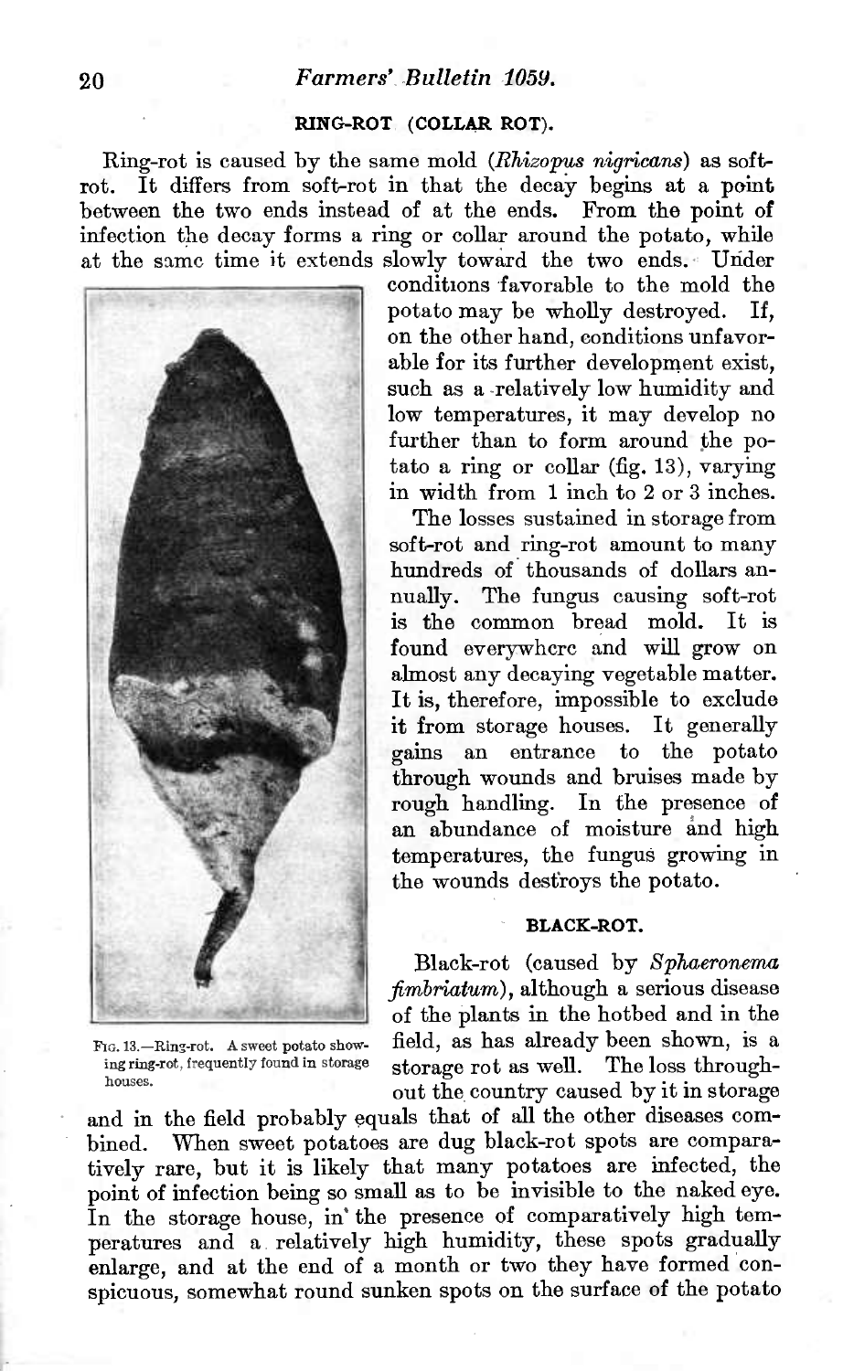### RING-ROT (COLLAR ROT).

Ring-rot is caused by the same mold (*Rhizopus nigricans*) as soft-rot. It differs from soft-rot in that the decay begins at a point between the two ends instead of at the ends. From the point of infection the decay forms a ring or collar around the potato, while at the same time it extends slowly toward the two ends. Under conditions favorable to the mold the potato may be wholly destroyed. If, on the other hand, conditions unfavorable for its further development exist, such as a relatively low humidity and low temperatures, it may develop no further than to form around the potato a ring or collar (fig. 13), varying in width from 1 inch to 2 or 3 inches.

Fig. 13.—Ring-rot. A sweet potato showing ring-rot, frequently found in storage houses.

The losses sustained in storage from soft-rot and ring-rot amount to many hundreds of thousands of dollars annually. The fungus causing soft-rot is the common bread mold. It is found everywhere and will grow on almost any decaying vegetable matter. It is, therefore, impossible to exclude it from storage houses. It generally gains an entrance to the potato through wounds and bruises made by rough handling. In the presence of an abundance of moisture and high temperatures, the fungus growing in the wounds destroys the potato.

### BLACK-ROT.

Black-rot (caused by *Sphaeronema fimbriatum*), although a serious disease of the plants in the hotbed and in the field, as has already been shown, is a storage rot as well. The loss throughout the country caused by it in storage and in the field probably equals that of all the other diseases combined. When sweet potatoes are dug black-rot spots are comparatively rare, but it is likely that many potatoes are infected, the point of infection being so small as to be invisible to the naked eye. In the storage house, in the presence of comparatively high temperatures and a relatively high humidity, these spots gradually enlarge, and at the end of a month or two they have formed conspicuous, somewhat round sunken spots on the surface of the potato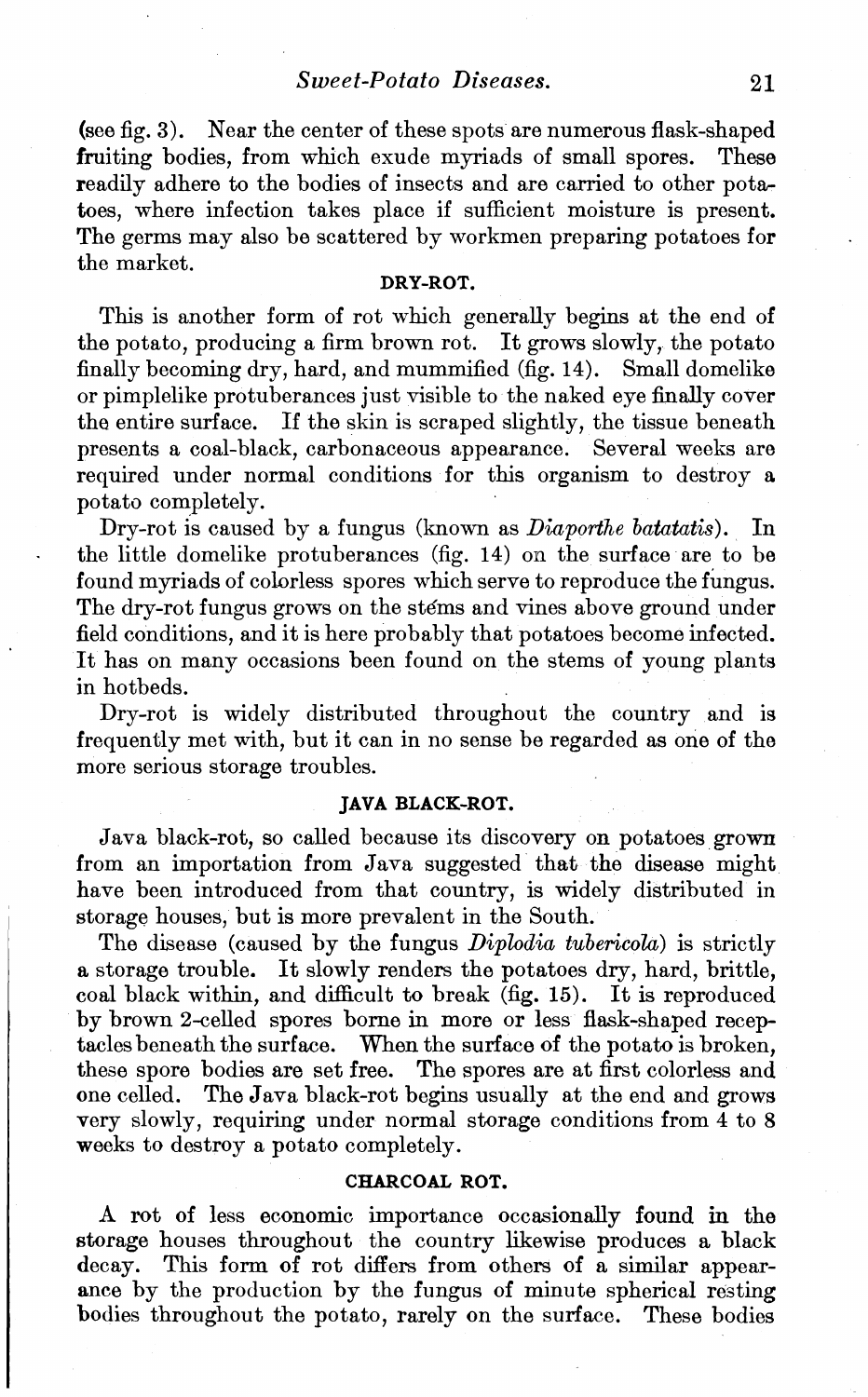(see fig. 3). Near the center of these spots are numerous flask-shaped fruiting bodies, from which exude myriads of small spores. These readily adhere to the bodies of insects and are carried to other potatoes, where infection takes place if sufficient moisture is present. The germs may also be scattered by workmen preparing potatoes for the market.

### DRY-ROT.

This is another form of rot which generally begins at the end of the potato, producing a firm brown rot. It grows slowly, the potato finally becoming dry, hard, and mummified (fig. 14). Small domelike or pimplelike protuberances just visible to the naked eye finally cover the entire surface. If the skin is scraped slightly, the tissue beneath presents a coal-black, carbonaceous appearance. Several weeks are required under normal conditions for this organism to destroy a potato completely.

Dry-rot is caused by a fungus (known as *Diaporthe batatatis*). In the little domelike protuberances (fig. 14) on the surface are to be found myriads of colorless spores which serve to reproduce the fungus. The dry-rot fungus grows on the stems and vines above ground under field conditions, and it is here probably that potatoes become infected. It has on many occasions been found on the stems of young plants in hotbeds.

Dry-rot is widely distributed throughout the country and is frequently met with, but it can in no sense be regarded as one of the more serious storage troubles.

### JAVA BLACK-ROT.

Java black-rot, so called because its discovery on potatoes grown from an importation from Java suggested that the disease might have been introduced from that country, is widely distributed in storage houses, but is more prevalent in the South.

The disease (caused by the fungus *Diplodia tubericola*) is strictly a storage trouble. It slowly renders the potatoes dry, hard, brittle, coal black within, and difficult to break (fig. 15). It is reproduced by brown 2-celled spores borne in more or less flask-shaped receptacles beneath the surface. When the surface of the potato is broken, these spore bodies are set free. The spores are at first colorless and one celled. The Java black-rot begins usually at the end and grows very slowly, requiring under normal storage conditions from 4 to 8 weeks to destroy a potato completely.

### CHARCOAL ROT.

A rot of less economic importance occasionally found in the storage houses throughout the country likewise produces a black decay. This form of rot differs from others of a similar appearance by the production by the fungus of minute spherical resting bodies throughout the potato, rarely on the surface. These bodies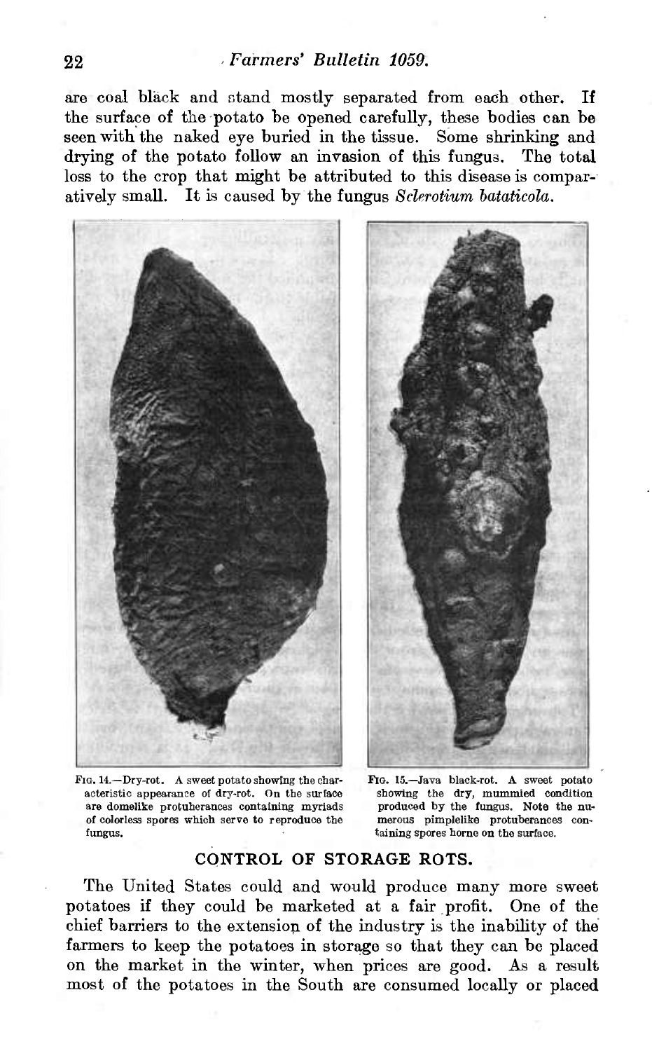are coal black and stand mostly separated from each other. If the surface of the potato be opened carefully, these bodies can be seen with the naked eye buried in the tissue. Some shrinking and drying of the potato follow an invasion of this fungus. The total loss to the crop that might be attributed to this disease is comparatively small. It is caused by the fungus *Sclerotium bataticola*.

FIG. 14.—Dry-rot. A sweet potato showing the characteristic appearance of dry-rot. On the surface are domelike protuberances containing myriads of colorless spores which serve to reproduce the fungus.

FIG. 15.—Java black-rot. A sweet potato showing the dry, mummied condition produced by the fungus. Note the numerous pimplelike protuberances containing spores borne on the surface.

## CONTROL OF STORAGE ROTS.

The United States could and would produce many more sweet potatoes if they could be marketed at a fair profit. One of the chief barriers to the extension of the industry is the inability of the farmers to keep the potatoes in storage so that they can be placed on the market in the winter, when prices are good. As a result most of the potatoes in the South are consumed locally or placed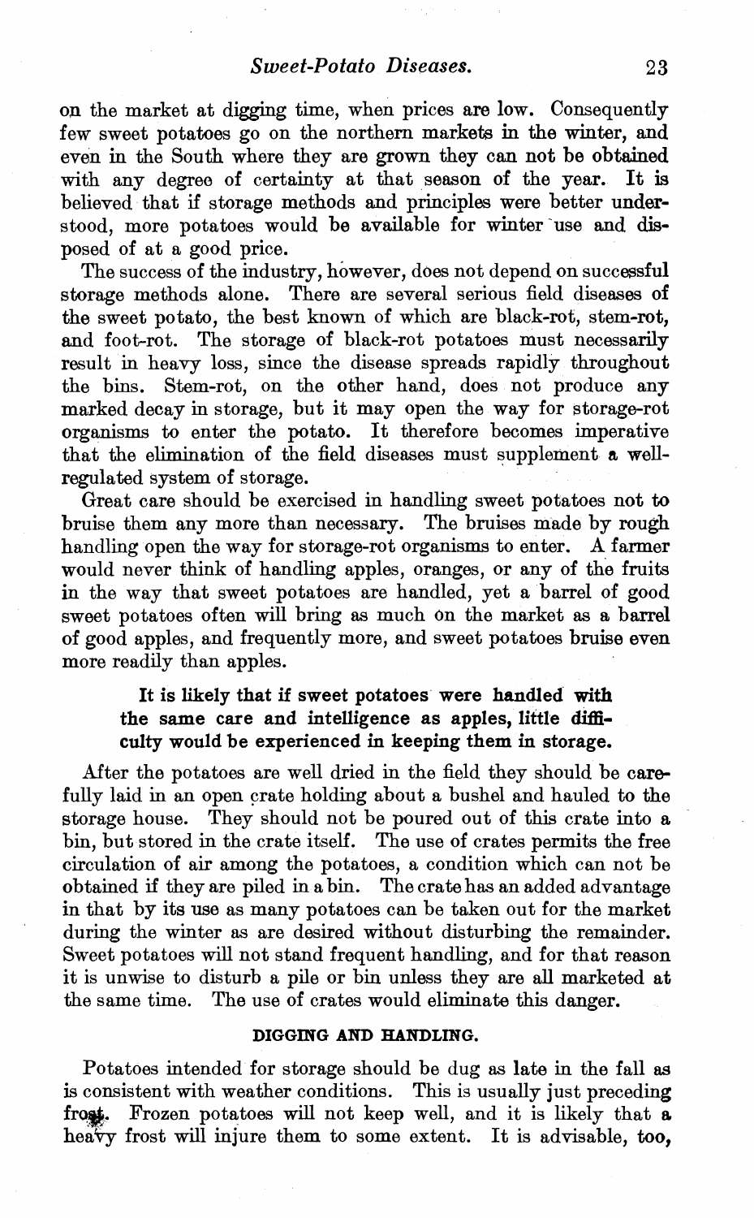on the market at digging time, when prices are low. Consequently few sweet potatoes go on the northern markets in the winter, and even in the South where they are grown they can not be obtained with any degree of certainty at that season of the year. It is believed that if storage methods and principles were better understood, more potatoes would be available for winter use and disposed of at a good price.

The success of the industry, however, does not depend on successful storage methods alone. There are several serious field diseases of the sweet potato, the best known of which are black-rot, stem-rot, and foot-rot. The storage of black-rot potatoes must necessarily result in heavy loss, since the disease spreads rapidly throughout the bins. Stem-rot, on the other hand, does not produce any marked decay in storage, but it may open the way for storage-rot organisms to enter the potato. It therefore becomes imperative that the elimination of the field diseases must supplement a well-regulated system of storage.

Great care should be exercised in handling sweet potatoes not to bruise them any more than necessary. The bruises made by rough handling open the way for storage-rot organisms to enter. A farmer would never think of handling apples, oranges, or any of the fruits in the way that sweet potatoes are handled, yet a barrel of good sweet potatoes often will bring as much on the market as a barrel of good apples, and frequently more, and sweet potatoes bruise even more readily than apples.

**It is likely that if sweet potatoes were handled with the same care and intelligence as apples, little difficulty would be experienced in keeping them in storage.**

After the potatoes are well dried in the field they should be carefully laid in an open crate holding about a bushel and hauled to the storage house. They should not be poured out of this crate into a bin, but stored in the crate itself. The use of crates permits the free circulation of air among the potatoes, a condition which can not be obtained if they are piled in a bin. The crate has an added advantage in that by its use as many potatoes can be taken out for the market during the winter as are desired without disturbing the remainder. Sweet potatoes will not stand frequent handling, and for that reason it is unwise to disturb a pile or bin unless they are all marketed at the same time. The use of crates would eliminate this danger.

## DIGGING AND HANDLING.

Potatoes intended for storage should be dug as late in the fall as is consistent with weather conditions. This is usually just preceding frost. Frozen potatoes will not keep well, and it is likely that a heavy frost will injure them to some extent. It is advisable, too,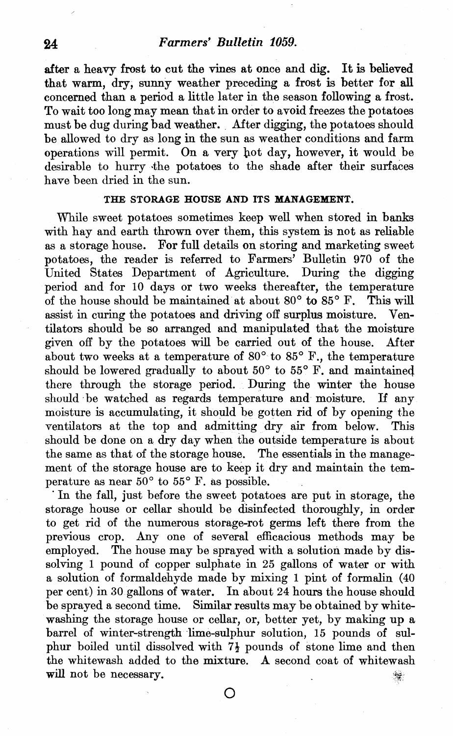after a heavy frost to cut the vines at once and dig. It is believed that warm, dry, sunny weather preceding a frost is better for all concerned than a period a little later in the season following a frost. To wait too long may mean that in order to avoid freezes the potatoes must be dug during bad weather. After digging, the potatoes should be allowed to dry as long in the sun as weather conditions and farm operations will permit. On a very hot day, however, it would be desirable to hurry the potatoes to the shade after their surfaces have been dried in the sun.

## THE STORAGE HOUSE AND ITS MANAGEMENT.

While sweet potatoes sometimes keep well when stored in banks with hay and earth thrown over them, this system is not as reliable as a storage house. For full details on storing and marketing sweet potatoes, the reader is referred to Farmers' Bulletin 970 of the United States Department of Agriculture. During the digging period and for 10 days or two weeks thereafter, the temperature of the house should be maintained at about 80° to 85° F. This will assist in curing the potatoes and driving off surplus moisture. Ventilators should be so arranged and manipulated that the moisture given off by the potatoes will be carried out of the house. After about two weeks at a temperature of 80° to 85° F., the temperature should be lowered gradually to about 50° to 55° F. and maintained there through the storage period. During the winter the house should be watched as regards temperature and moisture. If any moisture is accumulating, it should be gotten rid of by opening the ventilators at the top and admitting dry air from below. This should be done on a dry day when the outside temperature is about the same as that of the storage house. The essentials in the management of the storage house are to keep it dry and maintain the temperature as near 50° to 55° F. as possible.

In the fall, just before the sweet potatoes are put in storage, the storage house or cellar should be disinfected thoroughly, in order to get rid of the numerous storage-rot germs left there from the previous crop. Any one of several efficacious methods may be employed. The house may be sprayed with a solution made by dissolving 1 pound of copper sulphate in 25 gallons of water or with a solution of formaldehyde made by mixing 1 pint of formalin (40 per cent) in 30 gallons of water. In about 24 hours the house should be sprayed a second time. Similar results may be obtained by whitewashing the storage house or cellar, or, better yet, by making up a barrel of winter-strength lime-sulphur solution, 15 pounds of sulphur boiled until dissolved with 7½ pounds of stone lime and then the whitewash added to the mixture. A second coat of whitewash will not be necessary.